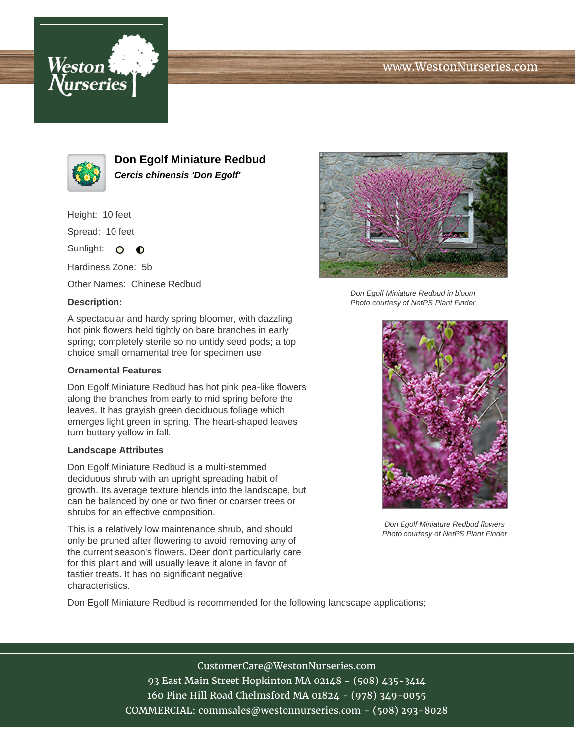# Don Egolf Miniature Redbud

***Cercis chinensis 'Don Egolf'***

Height: 10 feet

Spread: 10 feet

Sunlight:

Hardiness Zone: 5b

Other Names: Chinese Redbud

**Description:**

A spectacular and hardy spring bloomer, with dazzling hot pink flowers held tightly on bare branches in early spring; completely sterile so no untidy seed pods; a top choice small ornamental tree for specimen use

### Ornamental Features

Don Egolf Miniature Redbud has hot pink pea-like flowers along the branches from early to mid spring before the leaves. It has grayish green deciduous foliage which emerges light green in spring. The heart-shaped leaves turn buttery yellow in fall.

### Landscape Attributes

Don Egolf Miniature Redbud is a multi-stemmed deciduous shrub with an upright spreading habit of growth. Its average texture blends into the landscape, but can be balanced by one or two finer or coarser trees or shrubs for an effective composition.

This is a relatively low maintenance shrub, and should only be pruned after flowering to avoid removing any of the current season's flowers. Deer don't particularly care for this plant and will usually leave it alone in favor of tastier treats. It has no significant negative characteristics.

Don Egolf Miniature Redbud is recommended for the following landscape applications;

*Don Egolf Miniature Redbud in bloom*
*Photo courtesy of NetPS Plant Finder*

*Don Egolf Miniature Redbud flowers*
*Photo courtesy of NetPS Plant Finder*

CustomerCare@WestonNurseries.com
93 East Main Street Hopkinton MA 02148 - (508) 435-3414
160 Pine Hill Road Chelmsford MA 01824 - (978) 349-0055
COMMERCIAL: commsales@westonnurseries.com - (508) 293-8028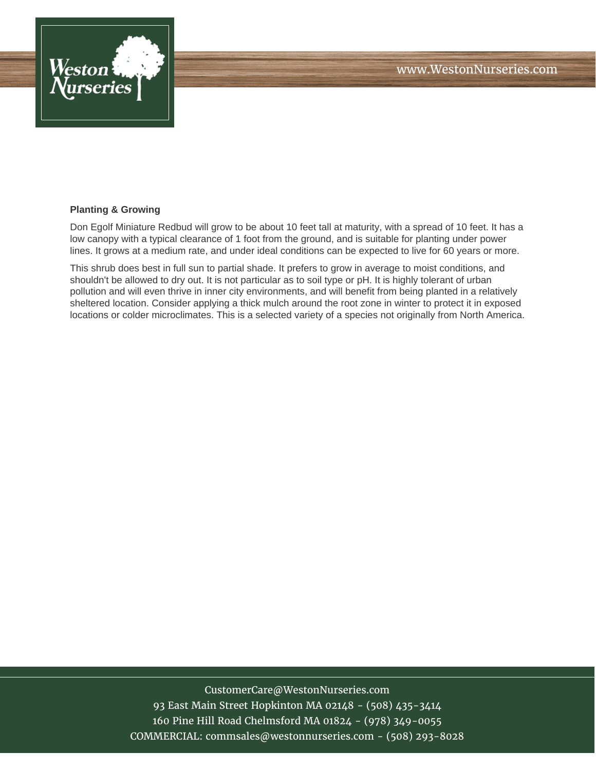### Planting & Growing

Don Egolf Miniature Redbud will grow to be about 10 feet tall at maturity, with a spread of 10 feet. It has a low canopy with a typical clearance of 1 foot from the ground, and is suitable for planting under power lines. It grows at a medium rate, and under ideal conditions can be expected to live for 60 years or more.

This shrub does best in full sun to partial shade. It prefers to grow in average to moist conditions, and shouldn't be allowed to dry out. It is not particular as to soil type or pH. It is highly tolerant of urban pollution and will even thrive in inner city environments, and will benefit from being planted in a relatively sheltered location. Consider applying a thick mulch around the root zone in winter to protect it in exposed locations or colder microclimates. This is a selected variety of a species not originally from North America.